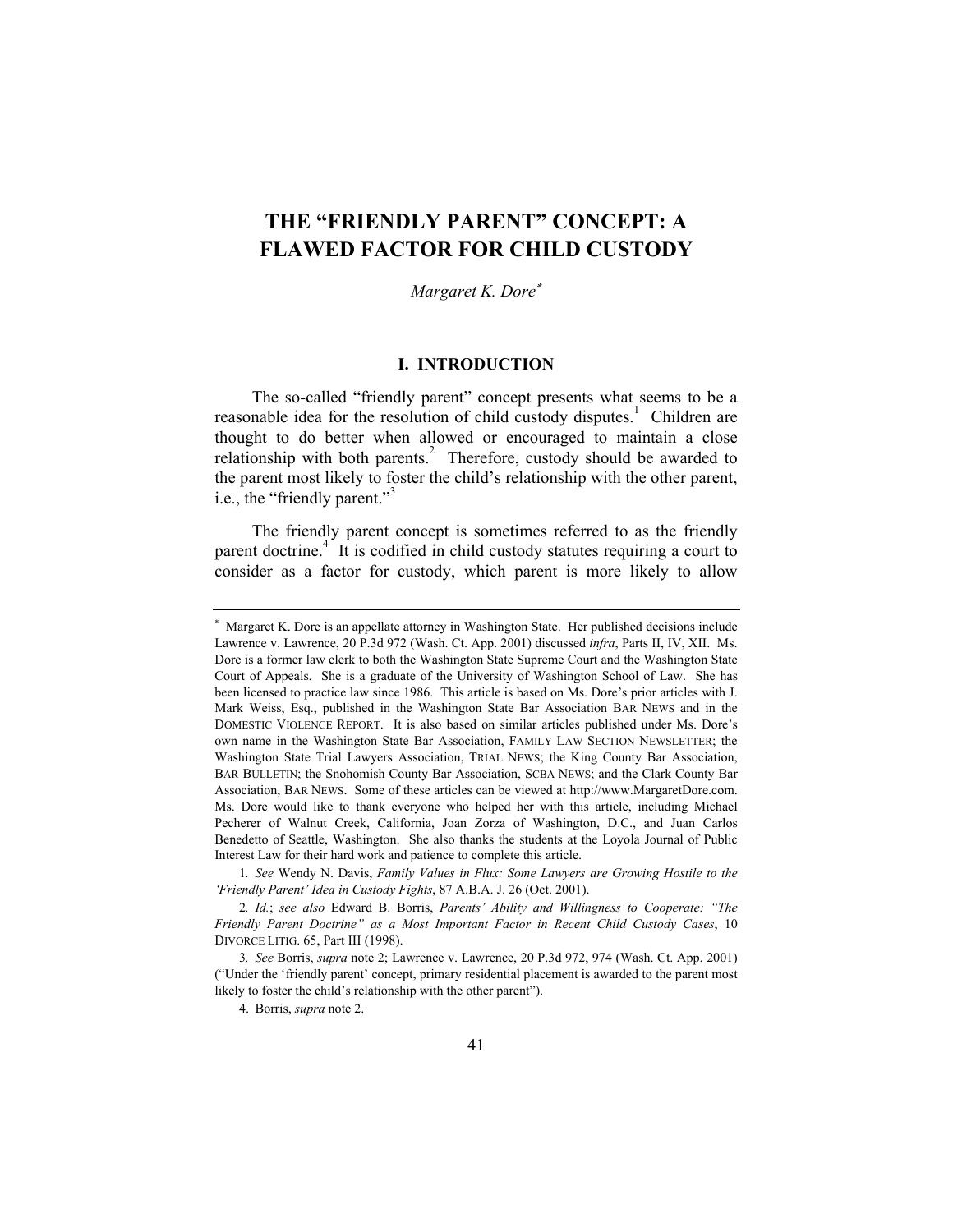# THE "FRIENDLY PARENT" CONCEPT: A FLAWED FACTOR FOR CHILD CUSTODY

*Margaret K. Dore*[*]

## I. INTRODUCTION

The so-called "friendly parent" concept presents what seems to be a reasonable idea for the resolution of child custody disputes.[1] Children are thought to do better when allowed or encouraged to maintain a close relationship with both parents.[2] Therefore, custody should be awarded to the parent most likely to foster the child's relationship with the other parent, i.e., the "friendly parent."[3]

The friendly parent concept is sometimes referred to as the friendly parent doctrine.[4] It is codified in child custody statutes requiring a court to consider as a factor for custody, which parent is more likely to allow

---

[*] Margaret K. Dore is an appellate attorney in Washington State. Her published decisions include Lawrence v. Lawrence, 20 P.3d 972 (Wash. Ct. App. 2001) discussed *infra*, Parts II, IV, XII. Ms. Dore is a former law clerk to both the Washington State Supreme Court and the Washington State Court of Appeals. She is a graduate of the University of Washington School of Law. She has been licensed to practice law since 1986. This article is based on Ms. Dore's prior articles with J. Mark Weiss, Esq., published in the Washington State Bar Association BAR NEWS and in the DOMESTIC VIOLENCE REPORT. It is also based on similar articles published under Ms. Dore's own name in the Washington State Bar Association, FAMILY LAW SECTION NEWSLETTER; the Washington State Trial Lawyers Association, TRIAL NEWS; the King County Bar Association, BAR BULLETIN; the Snohomish County Bar Association, SCBA NEWS; and the Clark County Bar Association, BAR NEWS. Some of these articles can be viewed at http://www.MargaretDore.com. Ms. Dore would like to thank everyone who helped her with this article, including Michael Pecherer of Walnut Creek, California, Joan Zorza of Washington, D.C., and Juan Carlos Benedetto of Seattle, Washington. She also thanks the students at the Loyola Journal of Public Interest Law for their hard work and patience to complete this article.

1. *See* Wendy N. Davis, *Family Values in Flux: Some Lawyers are Growing Hostile to the 'Friendly Parent' Idea in Custody Fights*, 87 A.B.A. J. 26 (Oct. 2001).

2. *Id.*; *see also* Edward B. Borris, *Parents' Ability and Willingness to Cooperate: "The Friendly Parent Doctrine" as a Most Important Factor in Recent Child Custody Cases*, 10 DIVORCE LITIG. 65, Part III (1998).

3. *See* Borris, *supra* note 2; Lawrence v. Lawrence, 20 P.3d 972, 974 (Wash. Ct. App. 2001) ("Under the 'friendly parent' concept, primary residential placement is awarded to the parent most likely to foster the child's relationship with the other parent").

4. Borris, *supra* note 2.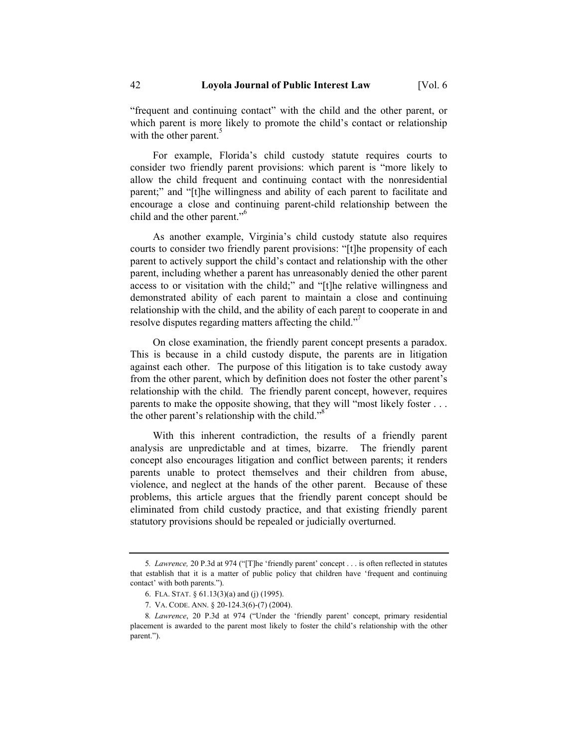"frequent and continuing contact" with the child and the other parent, or which parent is more likely to promote the child's contact or relationship with the other parent.[5]

For example, Florida's child custody statute requires courts to consider two friendly parent provisions: which parent is "more likely to allow the child frequent and continuing contact with the nonresidential parent;" and "[t]he willingness and ability of each parent to facilitate and encourage a close and continuing parent-child relationship between the child and the other parent."[6]

As another example, Virginia's child custody statute also requires courts to consider two friendly parent provisions: "[t]he propensity of each parent to actively support the child's contact and relationship with the other parent, including whether a parent has unreasonably denied the other parent access to or visitation with the child;" and "[t]he relative willingness and demonstrated ability of each parent to maintain a close and continuing relationship with the child, and the ability of each parent to cooperate in and resolve disputes regarding matters affecting the child."[7]

On close examination, the friendly parent concept presents a paradox. This is because in a child custody dispute, the parents are in litigation against each other. The purpose of this litigation is to take custody away from the other parent, which by definition does not foster the other parent's relationship with the child. The friendly parent concept, however, requires parents to make the opposite showing, that they will "most likely foster . . . the other parent's relationship with the child."[8]

With this inherent contradiction, the results of a friendly parent analysis are unpredictable and at times, bizarre. The friendly parent concept also encourages litigation and conflict between parents; it renders parents unable to protect themselves and their children from abuse, violence, and neglect at the hands of the other parent. Because of these problems, this article argues that the friendly parent concept should be eliminated from child custody practice, and that existing friendly parent statutory provisions should be repealed or judicially overturned.

---

5. *Lawrence,* 20 P.3d at 974 ("[T]he 'friendly parent' concept . . . is often reflected in statutes that establish that it is a matter of public policy that children have 'frequent and continuing contact' with both parents.").

6. FLA. STAT. § 61.13(3)(a) and (j) (1995).

7. VA. CODE. ANN. § 20-124.3(6)-(7) (2004).

8. *Lawrence*, 20 P.3d at 974 ("Under the 'friendly parent' concept, primary residential placement is awarded to the parent most likely to foster the child's relationship with the other parent.").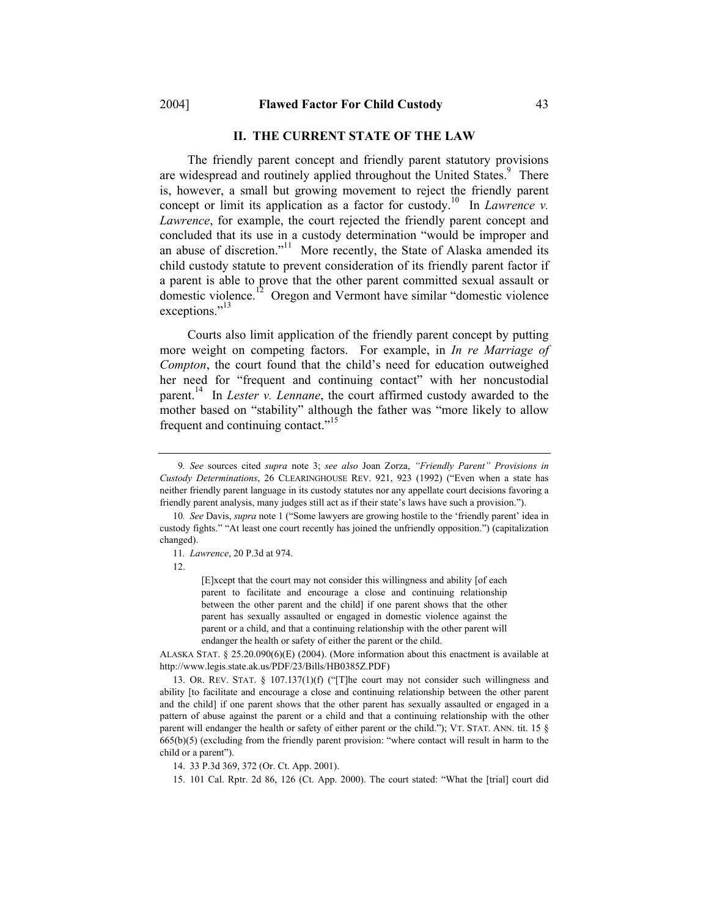## II. THE CURRENT STATE OF THE LAW

The friendly parent concept and friendly parent statutory provisions are widespread and routinely applied throughout the United States.[9] There is, however, a small but growing movement to reject the friendly parent concept or limit its application as a factor for custody.[10] In *Lawrence v. Lawrence*, for example, the court rejected the friendly parent concept and concluded that its use in a custody determination "would be improper and an abuse of discretion."[11] More recently, the State of Alaska amended its child custody statute to prevent consideration of its friendly parent factor if a parent is able to prove that the other parent committed sexual assault or domestic violence.[12] Oregon and Vermont have similar "domestic violence exceptions."[13]

Courts also limit application of the friendly parent concept by putting more weight on competing factors. For example, in *In re Marriage of Compton*, the court found that the child's need for education outweighed her need for "frequent and continuing contact" with her noncustodial parent.[14] In *Lester v. Lennane*, the court affirmed custody awarded to the mother based on "stability" although the father was "more likely to allow frequent and continuing contact."[15]

---

9. *See* sources cited *supra* note 3; *see also* Joan Zorza, *"Friendly Parent" Provisions in Custody Determinations*, 26 CLEARINGHOUSE REV. 921, 923 (1992) ("Even when a state has neither friendly parent language in its custody statutes nor any appellate court decisions favoring a friendly parent analysis, many judges still act as if their state's laws have such a provision.").

10. *See* Davis, *supra* note 1 ("Some lawyers are growing hostile to the 'friendly parent' idea in custody fights." "At least one court recently has joined the unfriendly opposition.") (capitalization changed).

11. *Lawrence*, 20 P.3d at 974.

12.

> [E]xcept that the court may not consider this willingness and ability [of each parent to facilitate and encourage a close and continuing relationship between the other parent and the child] if one parent shows that the other parent has sexually assaulted or engaged in domestic violence against the parent or a child, and that a continuing relationship with the other parent will endanger the health or safety of either the parent or the child.

ALASKA STAT. § 25.20.090(6)(E) (2004). (More information about this enactment is available at http://www.legis.state.ak.us/PDF/23/Bills/HB0385Z.PDF)

13. OR. REV. STAT. § 107.137(1)(f) ("[T]he court may not consider such willingness and ability [to facilitate and encourage a close and continuing relationship between the other parent and the child] if one parent shows that the other parent has sexually assaulted or engaged in a pattern of abuse against the parent or a child and that a continuing relationship with the other parent will endanger the health or safety of either parent or the child."); VT. STAT. ANN. tit. 15 § 665(b)(5) (excluding from the friendly parent provision: "where contact will result in harm to the child or a parent").

14. 33 P.3d 369, 372 (Or. Ct. App. 2001).

15. 101 Cal. Rptr. 2d 86, 126 (Ct. App. 2000). The court stated: "What the [trial] court did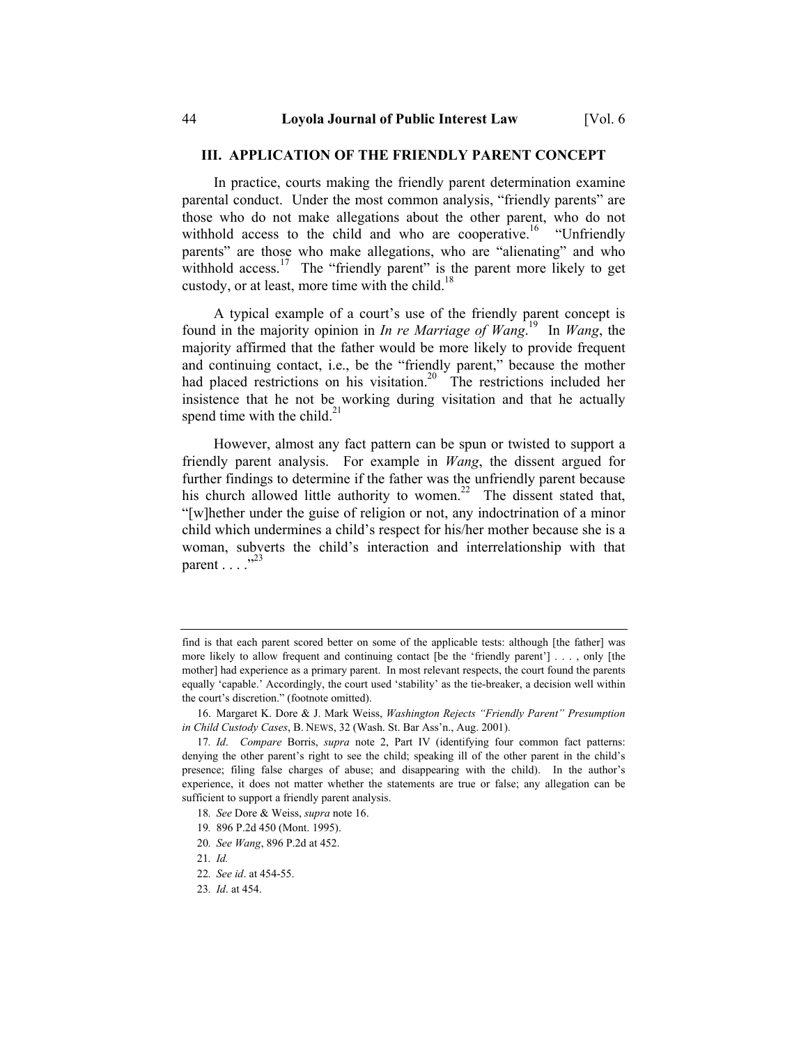## III. APPLICATION OF THE FRIENDLY PARENT CONCEPT

In practice, courts making the friendly parent determination examine parental conduct. Under the most common analysis, "friendly parents" are those who do not make allegations about the other parent, who do not withhold access to the child and who are cooperative.[16] "Unfriendly parents" are those who make allegations, who are "alienating" and who withhold access.[17] The "friendly parent" is the parent more likely to get custody, or at least, more time with the child.[18]

A typical example of a court's use of the friendly parent concept is found in the majority opinion in *In re Marriage of Wang*.[19] In *Wang*, the majority affirmed that the father would be more likely to provide frequent and continuing contact, i.e., be the "friendly parent," because the mother had placed restrictions on his visitation.[20] The restrictions included her insistence that he not be working during visitation and that he actually spend time with the child.[21]

However, almost any fact pattern can be spun or twisted to support a friendly parent analysis. For example in *Wang*, the dissent argued for further findings to determine if the father was the unfriendly parent because his church allowed little authority to women.[22] The dissent stated that, "[w]hether under the guise of religion or not, any indoctrination of a minor child which undermines a child's respect for his/her mother because she is a woman, subverts the child's interaction and interrelationship with that parent . . . ."[23]

---

find is that each parent scored better on some of the applicable tests: although [the father] was more likely to allow frequent and continuing contact [be the 'friendly parent'] . . . , only [the mother] had experience as a primary parent. In most relevant respects, the court found the parents equally 'capable.' Accordingly, the court used 'stability' as the tie-breaker, a decision well within the court's discretion." (footnote omitted).

16. Margaret K. Dore & J. Mark Weiss, *Washington Rejects "Friendly Parent" Presumption in Child Custody Cases*, B. NEWS, 32 (Wash. St. Bar Ass'n., Aug. 2001).

17. *Id*. *Compare* Borris, *supra* note 2, Part IV (identifying four common fact patterns: denying the other parent's right to see the child; speaking ill of the other parent in the child's presence; filing false charges of abuse; and disappearing with the child). In the author's experience, it does not matter whether the statements are true or false; any allegation can be sufficient to support a friendly parent analysis.

18. *See* Dore & Weiss, *supra* note 16.

19. 896 P.2d 450 (Mont. 1995).

20. *See Wang*, 896 P.2d at 452.

21. *Id.*

22. *See id*. at 454-55.

23. *Id*. at 454.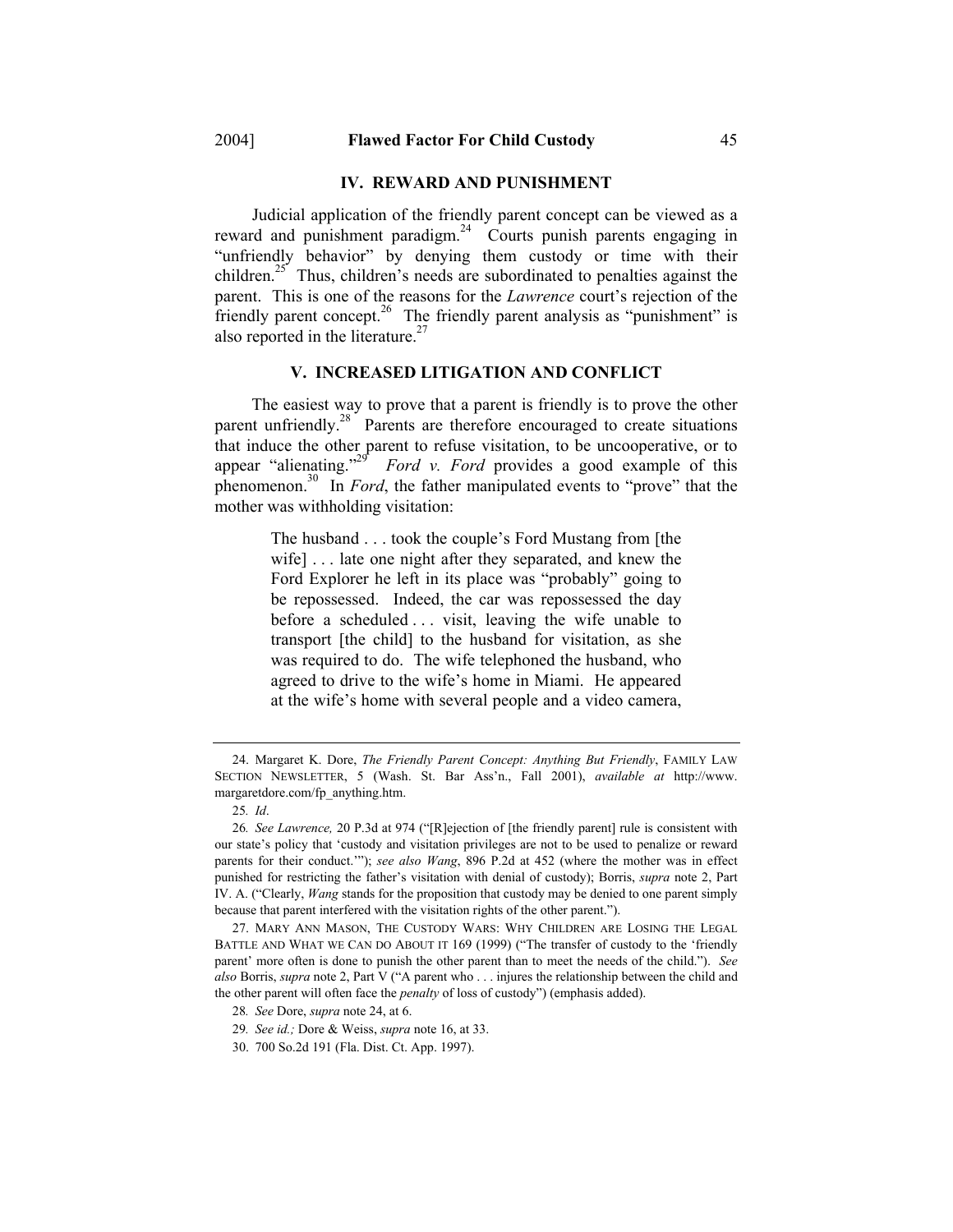## IV. REWARD AND PUNISHMENT

Judicial application of the friendly parent concept can be viewed as a reward and punishment paradigm.[24] Courts punish parents engaging in "unfriendly behavior" by denying them custody or time with their children.[25] Thus, children's needs are subordinated to penalties against the parent. This is one of the reasons for the *Lawrence* court's rejection of the friendly parent concept.[26] The friendly parent analysis as "punishment" is also reported in the literature.[27]

## V. INCREASED LITIGATION AND CONFLICT

The easiest way to prove that a parent is friendly is to prove the other parent unfriendly.[28] Parents are therefore encouraged to create situations that induce the other parent to refuse visitation, to be uncooperative, or to appear "alienating."[29] *Ford v. Ford* provides a good example of this phenomenon.[30] In *Ford*, the father manipulated events to "prove" that the mother was withholding visitation:

> The husband . . . took the couple's Ford Mustang from [the wife] . . . late one night after they separated, and knew the Ford Explorer he left in its place was "probably" going to be repossessed. Indeed, the car was repossessed the day before a scheduled . . . visit, leaving the wife unable to transport [the child] to the husband for visitation, as she was required to do. The wife telephoned the husband, who agreed to drive to the wife's home in Miami. He appeared at the wife's home with several people and a video camera,

---

24. Margaret K. Dore, *The Friendly Parent Concept: Anything But Friendly*, FAMILY LAW SECTION NEWSLETTER, 5 (Wash. St. Bar Ass'n., Fall 2001), *available at* http://www.margaretdore.com/fp_anything.htm.

25. *Id*.

26. *See Lawrence,* 20 P.3d at 974 ("[R]ejection of [the friendly parent] rule is consistent with our state's policy that 'custody and visitation privileges are not to be used to penalize or reward parents for their conduct.'"); *see also Wang*, 896 P.2d at 452 (where the mother was in effect punished for restricting the father's visitation with denial of custody); Borris, *supra* note 2, Part IV. A. ("Clearly, *Wang* stands for the proposition that custody may be denied to one parent simply because that parent interfered with the visitation rights of the other parent.").

27. MARY ANN MASON, THE CUSTODY WARS: WHY CHILDREN ARE LOSING THE LEGAL BATTLE AND WHAT WE CAN DO ABOUT IT 169 (1999) ("The transfer of custody to the 'friendly parent' more often is done to punish the other parent than to meet the needs of the child."). *See also* Borris, *supra* note 2, Part V ("A parent who . . . injures the relationship between the child and the other parent will often face the *penalty* of loss of custody") (emphasis added).

28. *See* Dore, *supra* note 24, at 6.

29. *See id.;* Dore & Weiss, *supra* note 16, at 33.

30. 700 So.2d 191 (Fla. Dist. Ct. App. 1997).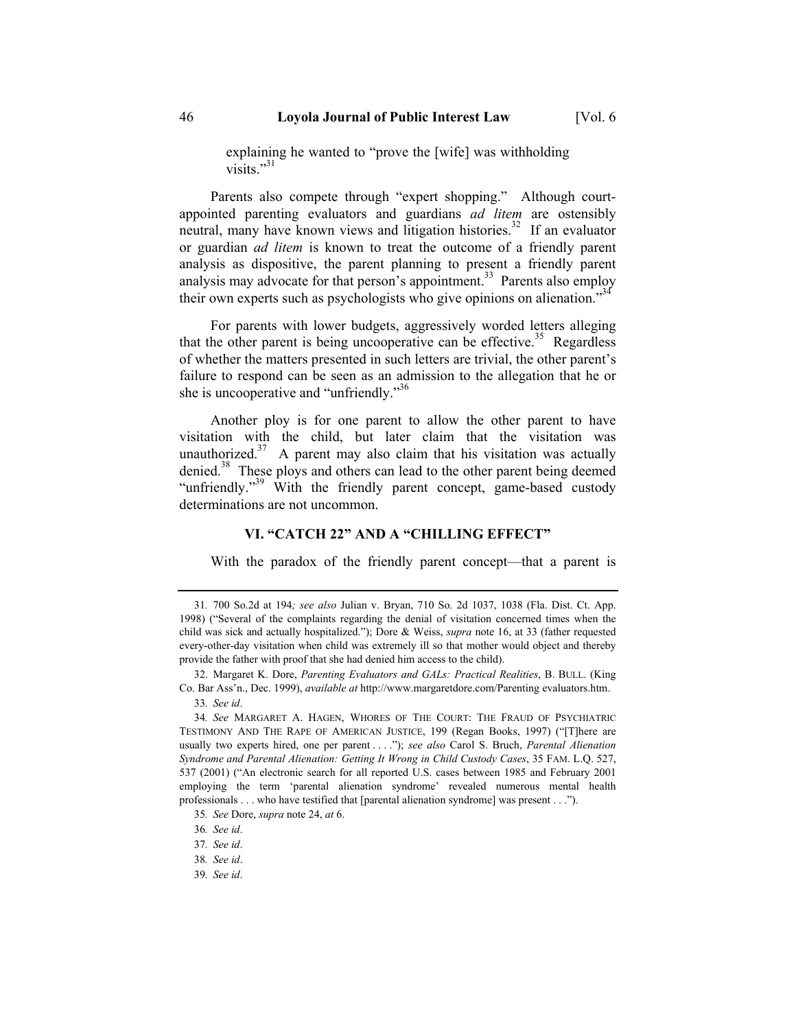> explaining he wanted to "prove the [wife] was withholding visits."[31]

Parents also compete through "expert shopping." Although court-appointed parenting evaluators and guardians *ad litem* are ostensibly neutral, many have known views and litigation histories.[32] If an evaluator or guardian *ad litem* is known to treat the outcome of a friendly parent analysis as dispositive, the parent planning to present a friendly parent analysis may advocate for that person's appointment.[33] Parents also employ their own experts such as psychologists who give opinions on alienation."[34]

For parents with lower budgets, aggressively worded letters alleging that the other parent is being uncooperative can be effective.[35] Regardless of whether the matters presented in such letters are trivial, the other parent's failure to respond can be seen as an admission to the allegation that he or she is uncooperative and "unfriendly."[36]

Another ploy is for one parent to allow the other parent to have visitation with the child, but later claim that the visitation was unauthorized.[37] A parent may also claim that his visitation was actually denied.[38] These ploys and others can lead to the other parent being deemed "unfriendly."[39] With the friendly parent concept, game-based custody determinations are not uncommon.

## VI. "CATCH 22" AND A "CHILLING EFFECT"

With the paradox of the friendly parent concept—that a parent is

---

31. 700 So.2d at 194*; see also* Julian v. Bryan, 710 So. 2d 1037, 1038 (Fla. Dist. Ct. App. 1998) ("Several of the complaints regarding the denial of visitation concerned times when the child was sick and actually hospitalized."); Dore & Weiss, *supra* note 16, at 33 (father requested every-other-day visitation when child was extremely ill so that mother would object and thereby provide the father with proof that she had denied him access to the child).

32. Margaret K. Dore, *Parenting Evaluators and GALs: Practical Realities*, B. BULL. (King Co. Bar Ass'n., Dec. 1999), *available at* http://www.margaretdore.com/Parenting evaluators.htm.

33. *See id*.

34. *See* MARGARET A. HAGEN, WHORES OF THE COURT: THE FRAUD OF PSYCHIATRIC TESTIMONY AND THE RAPE OF AMERICAN JUSTICE, 199 (Regan Books, 1997) ("[T]here are usually two experts hired, one per parent . . . ."); *see also* Carol S. Bruch, *Parental Alienation Syndrome and Parental Alienation: Getting It Wrong in Child Custody Cases*, 35 FAM. L.Q. 527, 537 (2001) ("An electronic search for all reported U.S. cases between 1985 and February 2001 employing the term 'parental alienation syndrome' revealed numerous mental health professionals . . . who have testified that [parental alienation syndrome] was present . . .").

35. *See* Dore, *supra* note 24, *at* 6.

36. *See id*.

37. *See id*.

38. *See id*.

39. *See id*.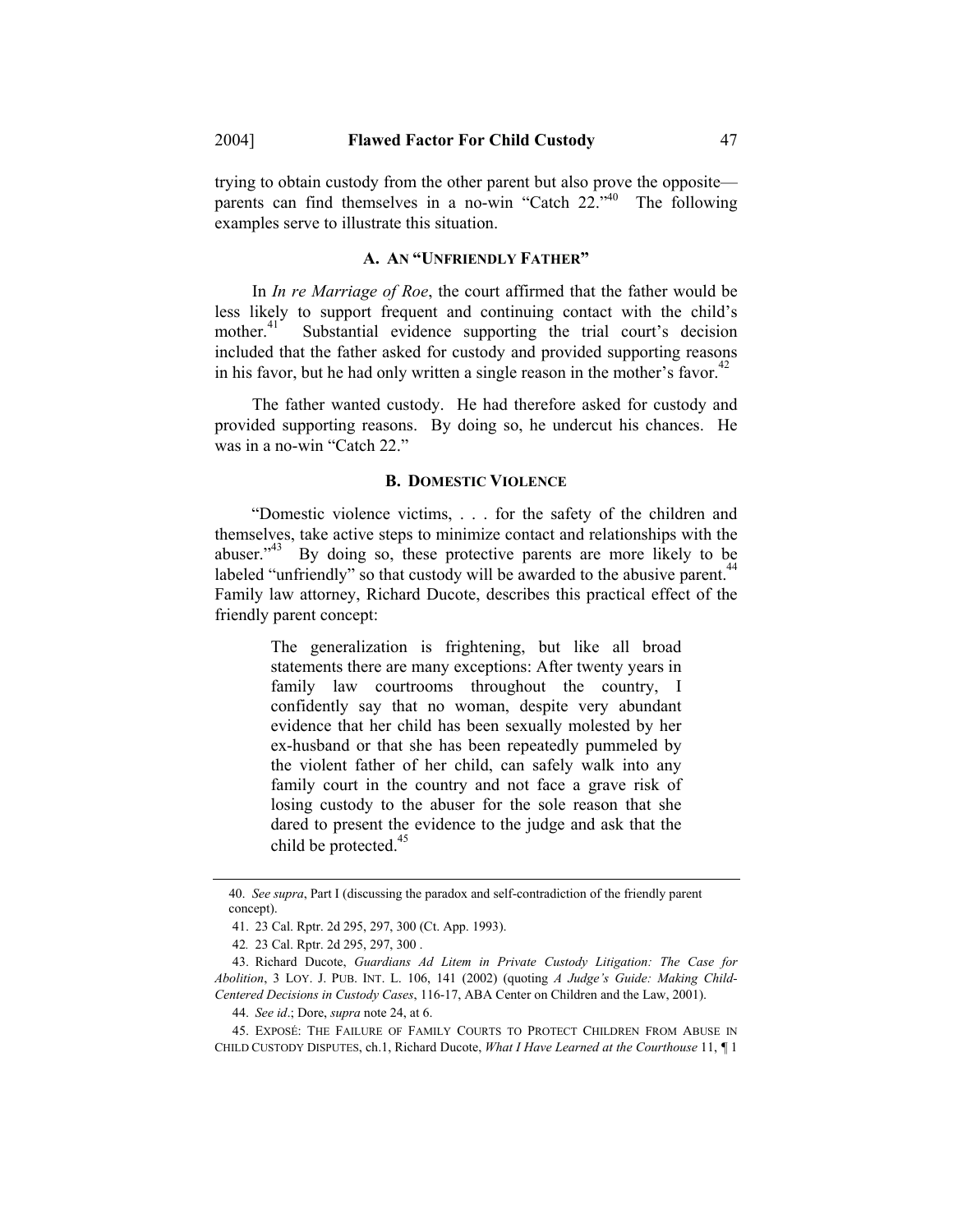trying to obtain custody from the other parent but also prove the opposite—parents can find themselves in a no-win "Catch 22."[40] The following examples serve to illustrate this situation.

### A. An "Unfriendly Father"

In *In re Marriage of Roe*, the court affirmed that the father would be less likely to support frequent and continuing contact with the child's mother.[41] Substantial evidence supporting the trial court's decision included that the father asked for custody and provided supporting reasons in his favor, but he had only written a single reason in the mother's favor.[42]

The father wanted custody. He had therefore asked for custody and provided supporting reasons. By doing so, he undercut his chances. He was in a no-win "Catch 22."

### B. Domestic Violence

"Domestic violence victims, . . . for the safety of the children and themselves, take active steps to minimize contact and relationships with the abuser."[43] By doing so, these protective parents are more likely to be labeled "unfriendly" so that custody will be awarded to the abusive parent.[44] Family law attorney, Richard Ducote, describes this practical effect of the friendly parent concept:

> The generalization is frightening, but like all broad statements there are many exceptions: After twenty years in family law courtrooms throughout the country, I confidently say that no woman, despite very abundant evidence that her child has been sexually molested by her ex-husband or that she has been repeatedly pummeled by the violent father of her child, can safely walk into any family court in the country and not face a grave risk of losing custody to the abuser for the sole reason that she dared to present the evidence to the judge and ask that the child be protected.[45]

---

40. *See supra*, Part I (discussing the paradox and self-contradiction of the friendly parent concept).

41. 23 Cal. Rptr. 2d 295, 297, 300 (Ct. App. 1993).

42. 23 Cal. Rptr. 2d 295, 297, 300 .

43. Richard Ducote, *Guardians Ad Litem in Private Custody Litigation: The Case for Abolition*, 3 Loy. J. Pub. Int. L. 106, 141 (2002) (quoting *A Judge's Guide: Making Child-Centered Decisions in Custody Cases*, 116-17, ABA Center on Children and the Law, 2001).

44. *See id*.; Dore, *supra* note 24, at 6.

45. Exposé: The Failure of Family Courts to Protect Children from Abuse in Child Custody Disputes, ch.1, Richard Ducote, *What I Have Learned at the Courthouse* 11, ¶ 1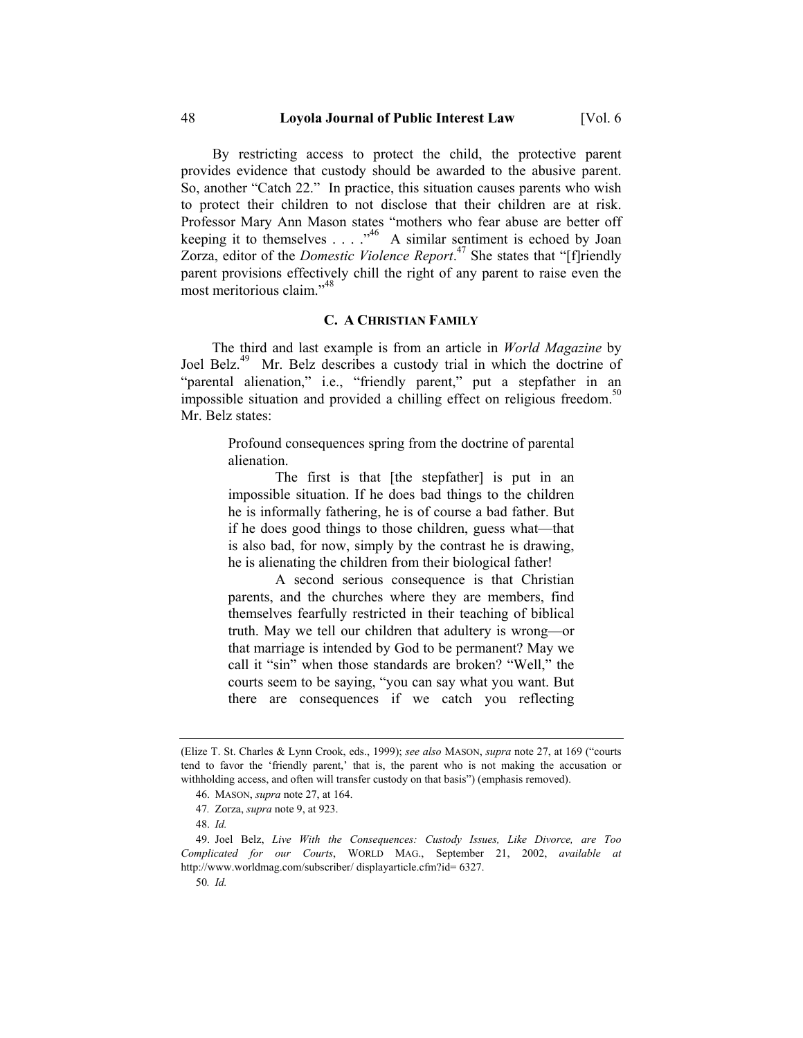By restricting access to protect the child, the protective parent provides evidence that custody should be awarded to the abusive parent. So, another "Catch 22." In practice, this situation causes parents who wish to protect their children to not disclose that their children are at risk. Professor Mary Ann Mason states "mothers who fear abuse are better off keeping it to themselves . . . ."[46] A similar sentiment is echoed by Joan Zorza, editor of the *Domestic Violence Report*.[47] She states that "[f]riendly parent provisions effectively chill the right of any parent to raise even the most meritorious claim."[48]

### C. A CHRISTIAN FAMILY

The third and last example is from an article in *World Magazine* by Joel Belz.[49] Mr. Belz describes a custody trial in which the doctrine of "parental alienation," i.e., "friendly parent," put a stepfather in an impossible situation and provided a chilling effect on religious freedom.[50] Mr. Belz states:

> Profound consequences spring from the doctrine of parental alienation.
>
> The first is that [the stepfather] is put in an impossible situation. If he does bad things to the children he is informally fathering, he is of course a bad father. But if he does good things to those children, guess what—that is also bad, for now, simply by the contrast he is drawing, he is alienating the children from their biological father!
>
> A second serious consequence is that Christian parents, and the churches where they are members, find themselves fearfully restricted in their teaching of biblical truth. May we tell our children that adultery is wrong—or that marriage is intended by God to be permanent? May we call it "sin" when those standards are broken? "Well," the courts seem to be saying, "you can say what you want. But there are consequences if we catch you reflecting

---

(Elize T. St. Charles & Lynn Crook, eds., 1999); *see also* MASON, *supra* note 27, at 169 ("courts tend to favor the 'friendly parent,' that is, the parent who is not making the accusation or withholding access, and often will transfer custody on that basis") (emphasis removed).

46. MASON, *supra* note 27, at 164.

47. Zorza, *supra* note 9, at 923.

48. *Id.*

49. Joel Belz, *Live With the Consequences: Custody Issues, Like Divorce, are Too Complicated for our Courts*, WORLD MAG., September 21, 2002, *available at* http://www.worldmag.com/subscriber/ displayarticle.cfm?id= 6327.

50. *Id.*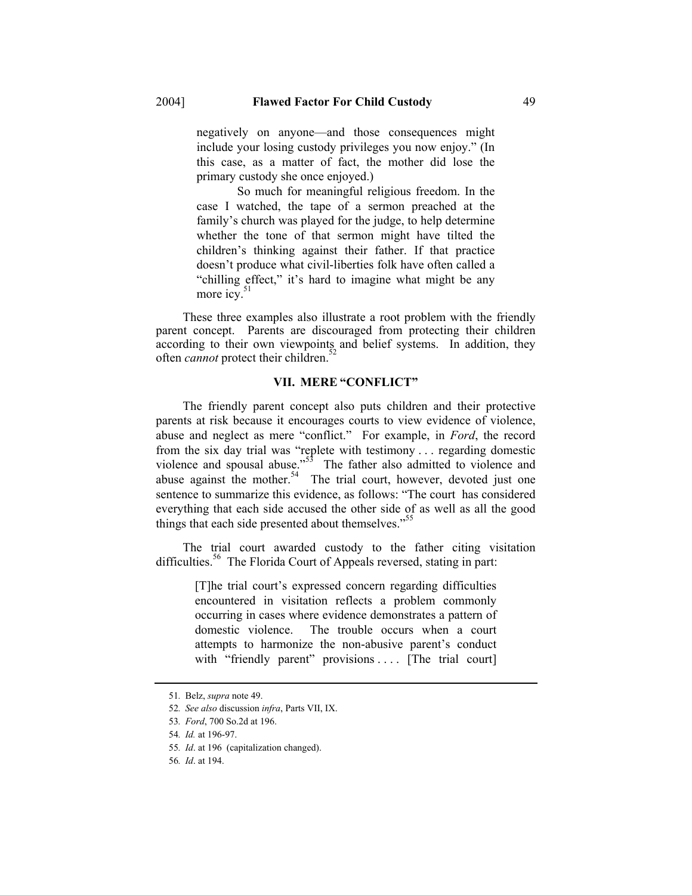> negatively on anyone—and those consequences might include your losing custody privileges you now enjoy." (In this case, as a matter of fact, the mother did lose the primary custody she once enjoyed.)
>
> So much for meaningful religious freedom. In the case I watched, the tape of a sermon preached at the family's church was played for the judge, to help determine whether the tone of that sermon might have tilted the children's thinking against their father. If that practice doesn't produce what civil-liberties folk have often called a "chilling effect," it's hard to imagine what might be any more icy.[51]

These three examples also illustrate a root problem with the friendly parent concept. Parents are discouraged from protecting their children according to their own viewpoints and belief systems. In addition, they often *cannot* protect their children.[52]

## VII. MERE "CONFLICT"

The friendly parent concept also puts children and their protective parents at risk because it encourages courts to view evidence of violence, abuse and neglect as mere "conflict." For example, in *Ford*, the record from the six day trial was "replete with testimony . . . regarding domestic violence and spousal abuse."[53] The father also admitted to violence and abuse against the mother.[54] The trial court, however, devoted just one sentence to summarize this evidence, as follows: "The court has considered everything that each side accused the other side of as well as all the good things that each side presented about themselves."[55]

The trial court awarded custody to the father citing visitation difficulties.[56] The Florida Court of Appeals reversed, stating in part:

> [T]he trial court's expressed concern regarding difficulties encountered in visitation reflects a problem commonly occurring in cases where evidence demonstrates a pattern of domestic violence. The trouble occurs when a court attempts to harmonize the non-abusive parent's conduct with "friendly parent" provisions . . . . [The trial court]

---

51. Belz, *supra* note 49.
52. *See also* discussion *infra*, Parts VII, IX.
53. *Ford*, 700 So.2d at 196.
54. *Id.* at 196-97.
55. *Id*. at 196 (capitalization changed).
56. *Id*. at 194.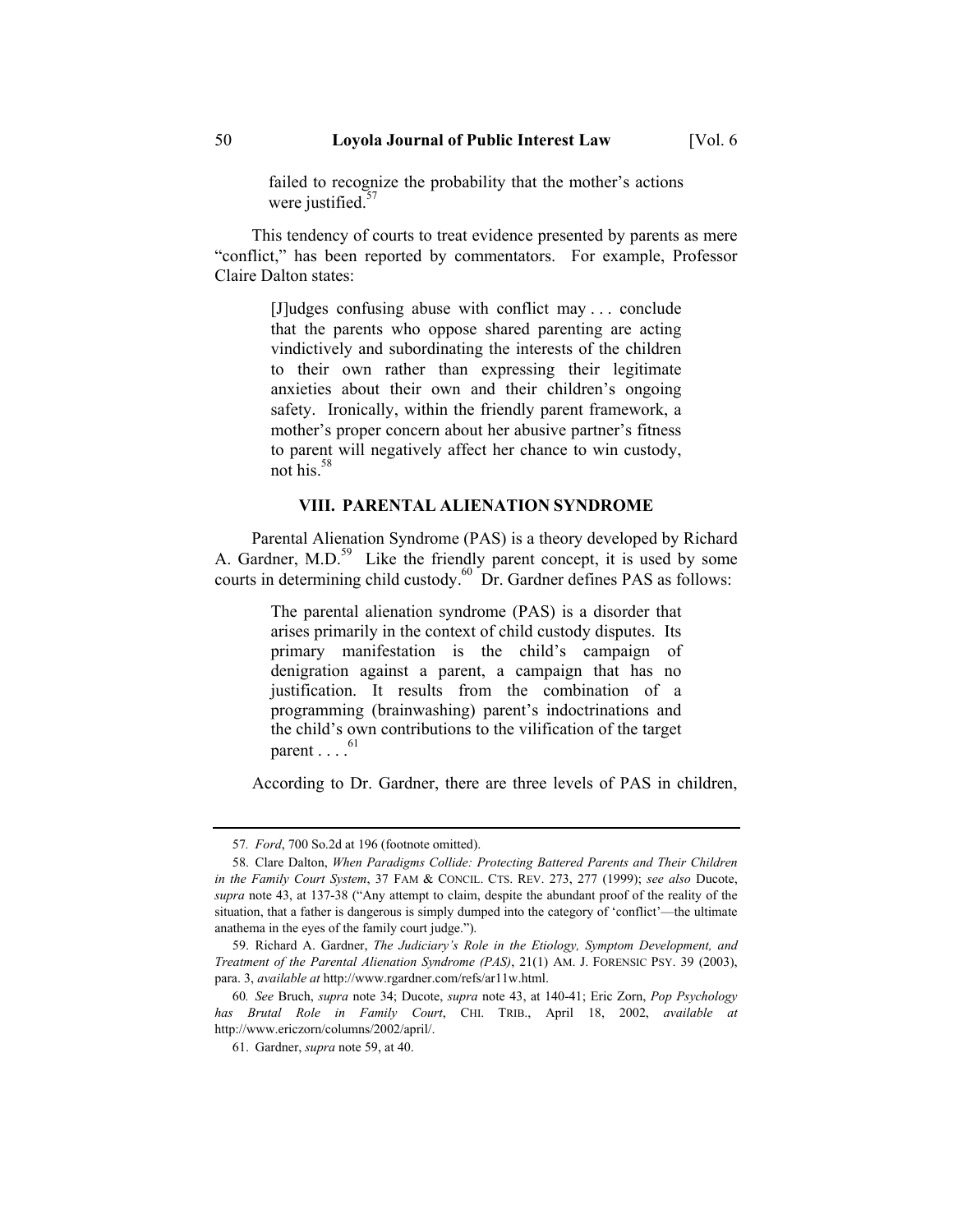> failed to recognize the probability that the mother's actions were justified.[57]

This tendency of courts to treat evidence presented by parents as mere "conflict," has been reported by commentators. For example, Professor Claire Dalton states:

> [J]udges confusing abuse with conflict may . . . conclude that the parents who oppose shared parenting are acting vindictively and subordinating the interests of the children to their own rather than expressing their legitimate anxieties about their own and their children's ongoing safety. Ironically, within the friendly parent framework, a mother's proper concern about her abusive partner's fitness to parent will negatively affect her chance to win custody, not his.[58]

## VIII. PARENTAL ALIENATION SYNDROME

Parental Alienation Syndrome (PAS) is a theory developed by Richard A. Gardner, M.D.[59] Like the friendly parent concept, it is used by some courts in determining child custody.[60] Dr. Gardner defines PAS as follows:

> The parental alienation syndrome (PAS) is a disorder that arises primarily in the context of child custody disputes. Its primary manifestation is the child's campaign of denigration against a parent, a campaign that has no justification. It results from the combination of a programming (brainwashing) parent's indoctrinations and the child's own contributions to the vilification of the target parent . . . .[61]

According to Dr. Gardner, there are three levels of PAS in children,

---

57. *Ford*, 700 So.2d at 196 (footnote omitted).

58. Clare Dalton, *When Paradigms Collide: Protecting Battered Parents and Their Children in the Family Court System*, 37 FAM & CONCIL. CTS. REV. 273, 277 (1999); *see also* Ducote, *supra* note 43, at 137-38 ("Any attempt to claim, despite the abundant proof of the reality of the situation, that a father is dangerous is simply dumped into the category of 'conflict'—the ultimate anathema in the eyes of the family court judge.").

59. Richard A. Gardner, *The Judiciary's Role in the Etiology, Symptom Development, and Treatment of the Parental Alienation Syndrome (PAS)*, 21(1) AM. J. FORENSIC PSY. 39 (2003), para. 3, *available at* http://www.rgardner.com/refs/ar11w.html.

60. *See* Bruch, *supra* note 34; Ducote, *supra* note 43, at 140-41; Eric Zorn, *Pop Psychology has Brutal Role in Family Court*, CHI. TRIB., April 18, 2002, *available at* http://www.ericzorn/columns/2002/april/.

61. Gardner, *supra* note 59, at 40.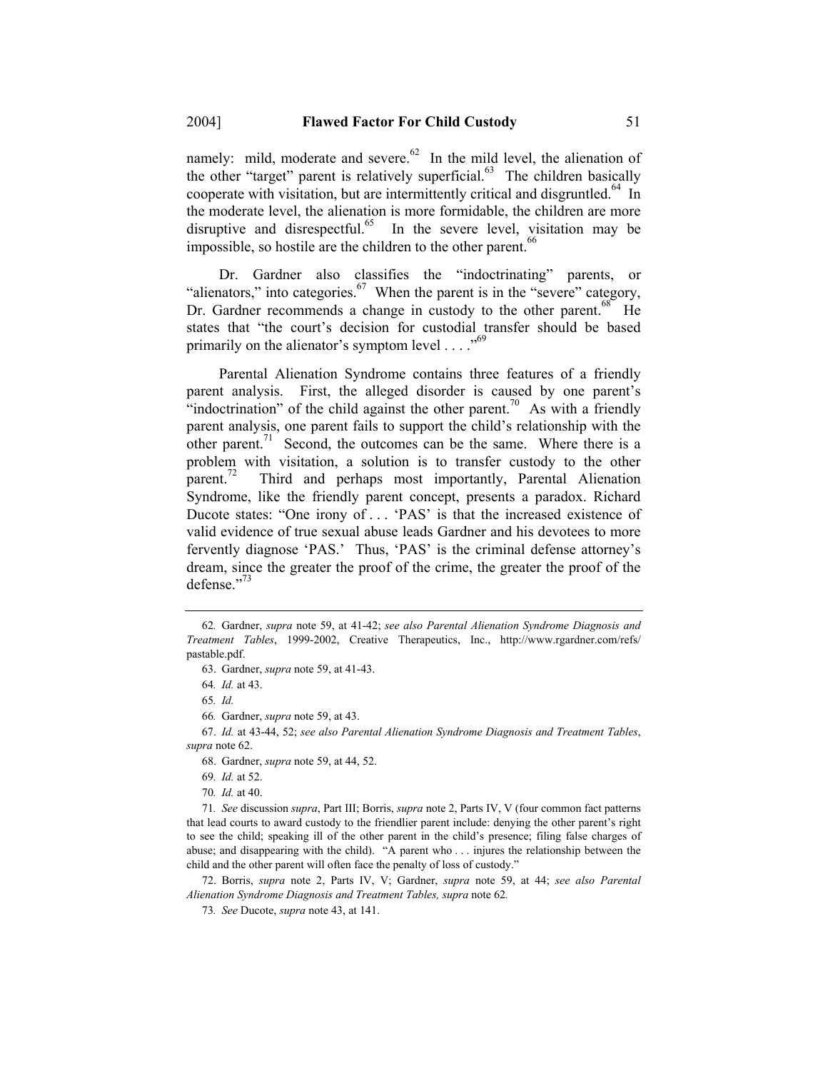namely: mild, moderate and severe.[62] In the mild level, the alienation of the other "target" parent is relatively superficial.[63] The children basically cooperate with visitation, but are intermittently critical and disgruntled.[64] In the moderate level, the alienation is more formidable, the children are more disruptive and disrespectful.[65] In the severe level, visitation may be impossible, so hostile are the children to the other parent.[66]

Dr. Gardner also classifies the "indoctrinating" parents, or "alienators," into categories.[67] When the parent is in the "severe" category, Dr. Gardner recommends a change in custody to the other parent.[68] He states that "the court's decision for custodial transfer should be based primarily on the alienator's symptom level . . . ."[69]

Parental Alienation Syndrome contains three features of a friendly parent analysis. First, the alleged disorder is caused by one parent's "indoctrination" of the child against the other parent.[70] As with a friendly parent analysis, one parent fails to support the child's relationship with the other parent.[71] Second, the outcomes can be the same. Where there is a problem with visitation, a solution is to transfer custody to the other parent.[72] Third and perhaps most importantly, Parental Alienation Syndrome, like the friendly parent concept, presents a paradox. Richard Ducote states: "One irony of . . . 'PAS' is that the increased existence of valid evidence of true sexual abuse leads Gardner and his devotees to more fervently diagnose 'PAS.' Thus, 'PAS' is the criminal defense attorney's dream, since the greater the proof of the crime, the greater the proof of the defense."[73]

---

62. Gardner, *supra* note 59, at 41-42; *see also Parental Alienation Syndrome Diagnosis and Treatment Tables*, 1999-2002, Creative Therapeutics, Inc., http://www.rgardner.com/refs/pastable.pdf.

63. Gardner, *supra* note 59, at 41-43.

64. *Id.* at 43.

65. *Id.*

66. Gardner, *supra* note 59, at 43.

67. *Id.* at 43-44, 52; *see also Parental Alienation Syndrome Diagnosis and Treatment Tables*, *supra* note 62.

68. Gardner, *supra* note 59, at 44, 52.

69. *Id.* at 52.

70. *Id.* at 40.

71. *See* discussion *supra*, Part III; Borris, *supra* note 2, Parts IV, V (four common fact patterns that lead courts to award custody to the friendlier parent include: denying the other parent's right to see the child; speaking ill of the other parent in the child's presence; filing false charges of abuse; and disappearing with the child). "A parent who . . . injures the relationship between the child and the other parent will often face the penalty of loss of custody."

72. Borris, *supra* note 2, Parts IV, V; Gardner, *supra* note 59, at 44; *see also Parental Alienation Syndrome Diagnosis and Treatment Tables, supra* note 62.

73. *See* Ducote, *supra* note 43, at 141.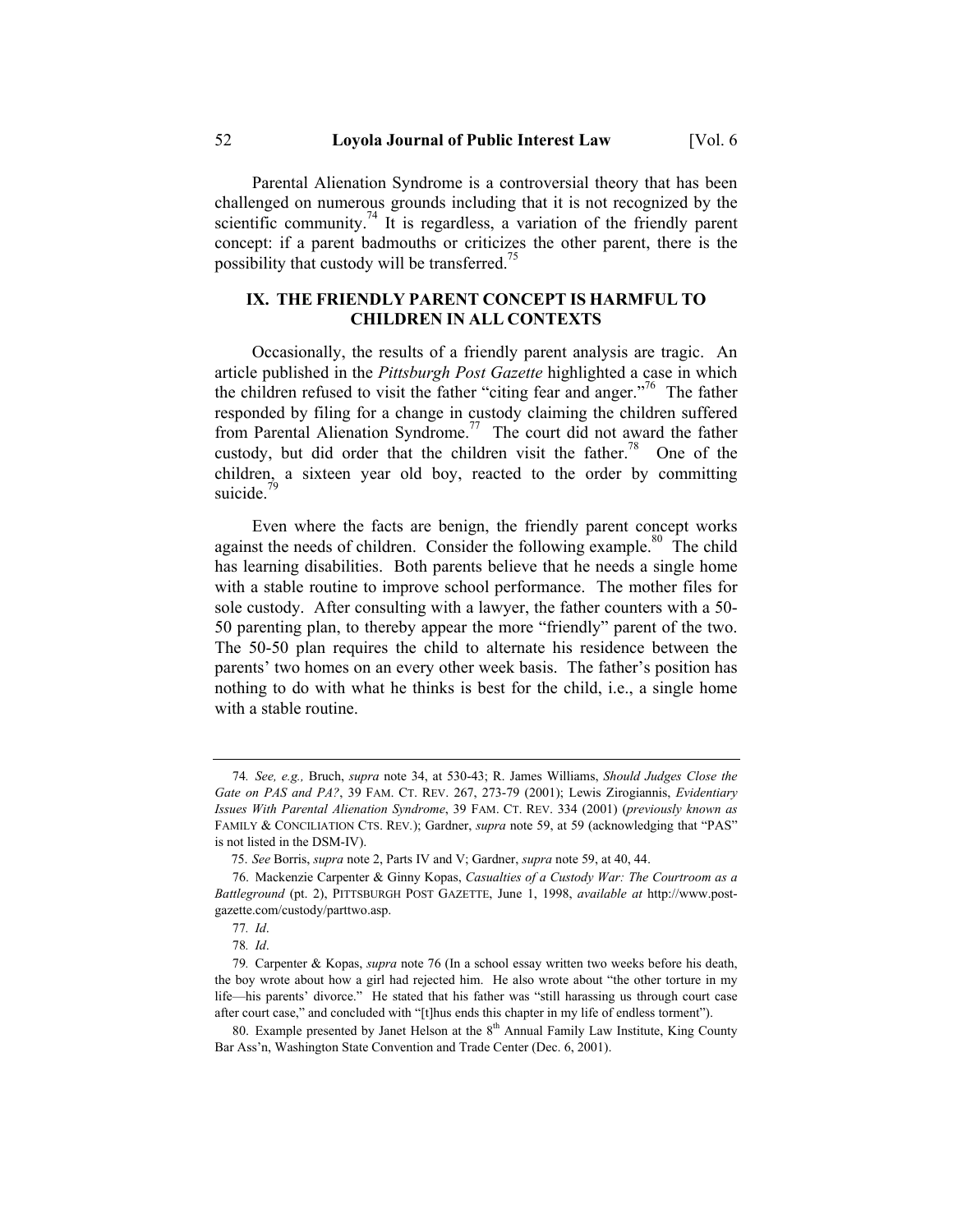Parental Alienation Syndrome is a controversial theory that has been challenged on numerous grounds including that it is not recognized by the scientific community.[74] It is regardless, a variation of the friendly parent concept: if a parent badmouths or criticizes the other parent, there is the possibility that custody will be transferred.[75]

## IX. THE FRIENDLY PARENT CONCEPT IS HARMFUL TO CHILDREN IN ALL CONTEXTS

Occasionally, the results of a friendly parent analysis are tragic. An article published in the *Pittsburgh Post Gazette* highlighted a case in which the children refused to visit the father "citing fear and anger."[76] The father responded by filing for a change in custody claiming the children suffered from Parental Alienation Syndrome.[77] The court did not award the father custody, but did order that the children visit the father.[78] One of the children, a sixteen year old boy, reacted to the order by committing suicide.[79]

Even where the facts are benign, the friendly parent concept works against the needs of children. Consider the following example.[80] The child has learning disabilities. Both parents believe that he needs a single home with a stable routine to improve school performance. The mother files for sole custody. After consulting with a lawyer, the father counters with a 50-50 parenting plan, to thereby appear the more "friendly" parent of the two. The 50-50 plan requires the child to alternate his residence between the parents' two homes on an every other week basis. The father's position has nothing to do with what he thinks is best for the child, i.e., a single home with a stable routine.

---

74. *See, e.g.,* Bruch, *supra* note 34, at 530-43; R. James Williams, *Should Judges Close the Gate on PAS and PA?*, 39 FAM. CT. REV. 267, 273-79 (2001); Lewis Zirogiannis, *Evidentiary Issues With Parental Alienation Syndrome*, 39 FAM. CT. REV. 334 (2001) (*previously known as* FAMILY & CONCILIATION CTS. REV.); Gardner, *supra* note 59, at 59 (acknowledging that "PAS" is not listed in the DSM-IV).

75. *See* Borris, *supra* note 2, Parts IV and V; Gardner, *supra* note 59, at 40, 44.

76. Mackenzie Carpenter & Ginny Kopas, *Casualties of a Custody War: The Courtroom as a Battleground* (pt. 2), PITTSBURGH POST GAZETTE, June 1, 1998, *available at* http://www.post-gazette.com/custody/parttwo.asp.

77. *Id*.

78. *Id*.

79. Carpenter & Kopas, *supra* note 76 (In a school essay written two weeks before his death, the boy wrote about how a girl had rejected him. He also wrote about "the other torture in my life—his parents' divorce." He stated that his father was "still harassing us through court case after court case," and concluded with "[t]hus ends this chapter in my life of endless torment").

80. Example presented by Janet Helson at the 8th Annual Family Law Institute, King County Bar Ass'n, Washington State Convention and Trade Center (Dec. 6, 2001).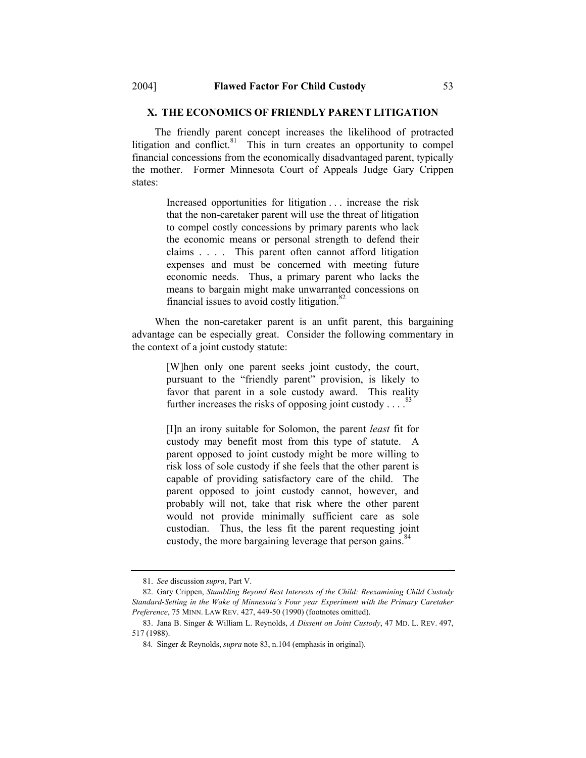## X. THE ECONOMICS OF FRIENDLY PARENT LITIGATION

The friendly parent concept increases the likelihood of protracted litigation and conflict.[81] This in turn creates an opportunity to compel financial concessions from the economically disadvantaged parent, typically the mother. Former Minnesota Court of Appeals Judge Gary Crippen states:

> Increased opportunities for litigation . . . increase the risk that the non-caretaker parent will use the threat of litigation to compel costly concessions by primary parents who lack the economic means or personal strength to defend their claims . . . . This parent often cannot afford litigation expenses and must be concerned with meeting future economic needs. Thus, a primary parent who lacks the means to bargain might make unwarranted concessions on financial issues to avoid costly litigation.[82]

When the non-caretaker parent is an unfit parent, this bargaining advantage can be especially great. Consider the following commentary in the context of a joint custody statute:

> [W]hen only one parent seeks joint custody, the court, pursuant to the "friendly parent" provision, is likely to favor that parent in a sole custody award. This reality further increases the risks of opposing joint custody . . . .[83]
>
> [I]n an irony suitable for Solomon, the parent *least* fit for custody may benefit most from this type of statute. A parent opposed to joint custody might be more willing to risk loss of sole custody if she feels that the other parent is capable of providing satisfactory care of the child. The parent opposed to joint custody cannot, however, and probably will not, take that risk where the other parent would not provide minimally sufficient care as sole custodian. Thus, the less fit the parent requesting joint custody, the more bargaining leverage that person gains.[84]

---

81. *See* discussion *supra*, Part V.

82. Gary Crippen, *Stumbling Beyond Best Interests of the Child: Reexamining Child Custody Standard-Setting in the Wake of Minnesota's Four year Experiment with the Primary Caretaker Preference*, 75 MINN. LAW REV. 427, 449-50 (1990) (footnotes omitted).

83. Jana B. Singer & William L. Reynolds, *A Dissent on Joint Custody*, 47 MD. L. REV. 497, 517 (1988).

84. Singer & Reynolds, *supra* note 83, n.104 (emphasis in original).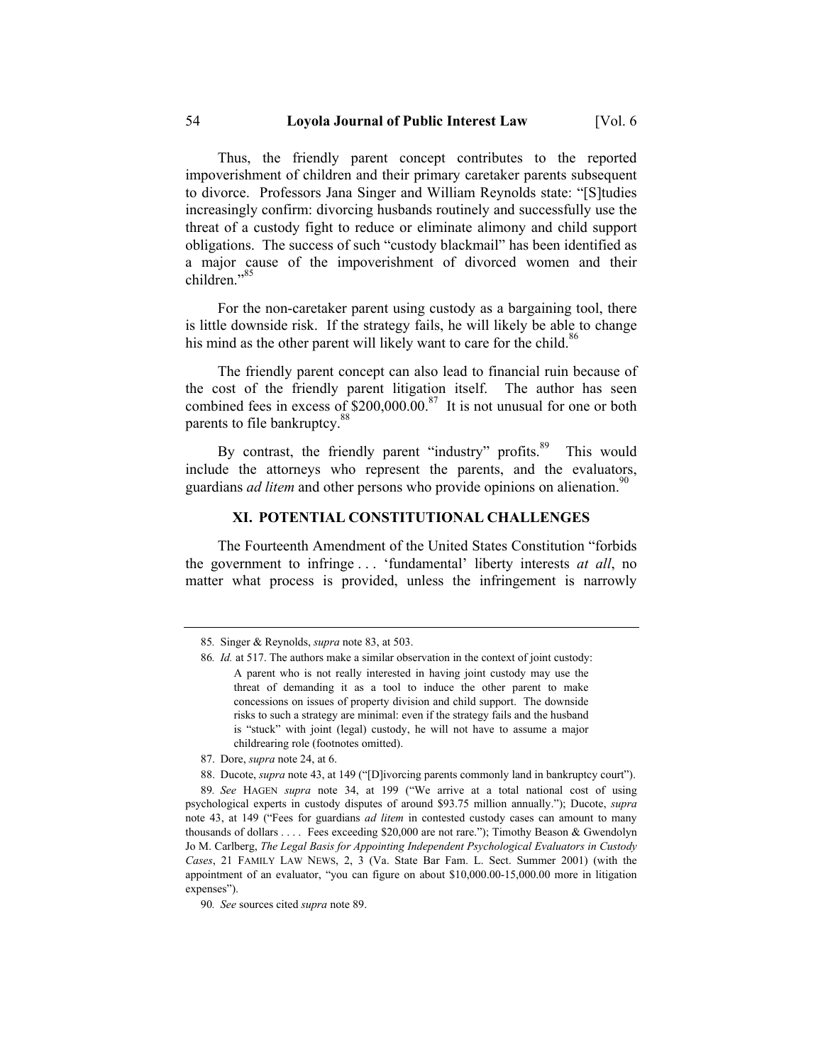Thus, the friendly parent concept contributes to the reported impoverishment of children and their primary caretaker parents subsequent to divorce. Professors Jana Singer and William Reynolds state: "[S]tudies increasingly confirm: divorcing husbands routinely and successfully use the threat of a custody fight to reduce or eliminate alimony and child support obligations. The success of such "custody blackmail" has been identified as a major cause of the impoverishment of divorced women and their children."[85]

For the non-caretaker parent using custody as a bargaining tool, there is little downside risk. If the strategy fails, he will likely be able to change his mind as the other parent will likely want to care for the child.[86]

The friendly parent concept can also lead to financial ruin because of the cost of the friendly parent litigation itself. The author has seen combined fees in excess of $200,000.00.[87] It is not unusual for one or both parents to file bankruptcy.[88]

By contrast, the friendly parent "industry" profits.[89] This would include the attorneys who represent the parents, and the evaluators, guardians *ad litem* and other persons who provide opinions on alienation.[90]

## XI. POTENTIAL CONSTITUTIONAL CHALLENGES

The Fourteenth Amendment of the United States Constitution "forbids the government to infringe . . . 'fundamental' liberty interests *at all*, no matter what process is provided, unless the infringement is narrowly

---

85. Singer & Reynolds, *supra* note 83, at 503.

86. *Id.* at 517. The authors make a similar observation in the context of joint custody:

> A parent who is not really interested in having joint custody may use the threat of demanding it as a tool to induce the other parent to make concessions on issues of property division and child support. The downside risks to such a strategy are minimal: even if the strategy fails and the husband is "stuck" with joint (legal) custody, he will not have to assume a major childrearing role (footnotes omitted).

87. Dore, *supra* note 24, at 6.

88. Ducote, *supra* note 43, at 149 ("[D]ivorcing parents commonly land in bankruptcy court").

89. *See* HAGEN *supra* note 34, at 199 ("We arrive at a total national cost of using psychological experts in custody disputes of around $93.75 million annually."); Ducote, *supra* note 43, at 149 ("Fees for guardians *ad litem* in contested custody cases can amount to many thousands of dollars . . . . Fees exceeding $20,000 are not rare."); Timothy Beason & Gwendolyn Jo M. Carlberg, *The Legal Basis for Appointing Independent Psychological Evaluators in Custody Cases*, 21 FAMILY LAW NEWS, 2, 3 (Va. State Bar Fam. L. Sect. Summer 2001) (with the appointment of an evaluator, "you can figure on about $10,000.00-15,000.00 more in litigation expenses").

90. *See* sources cited *supra* note 89.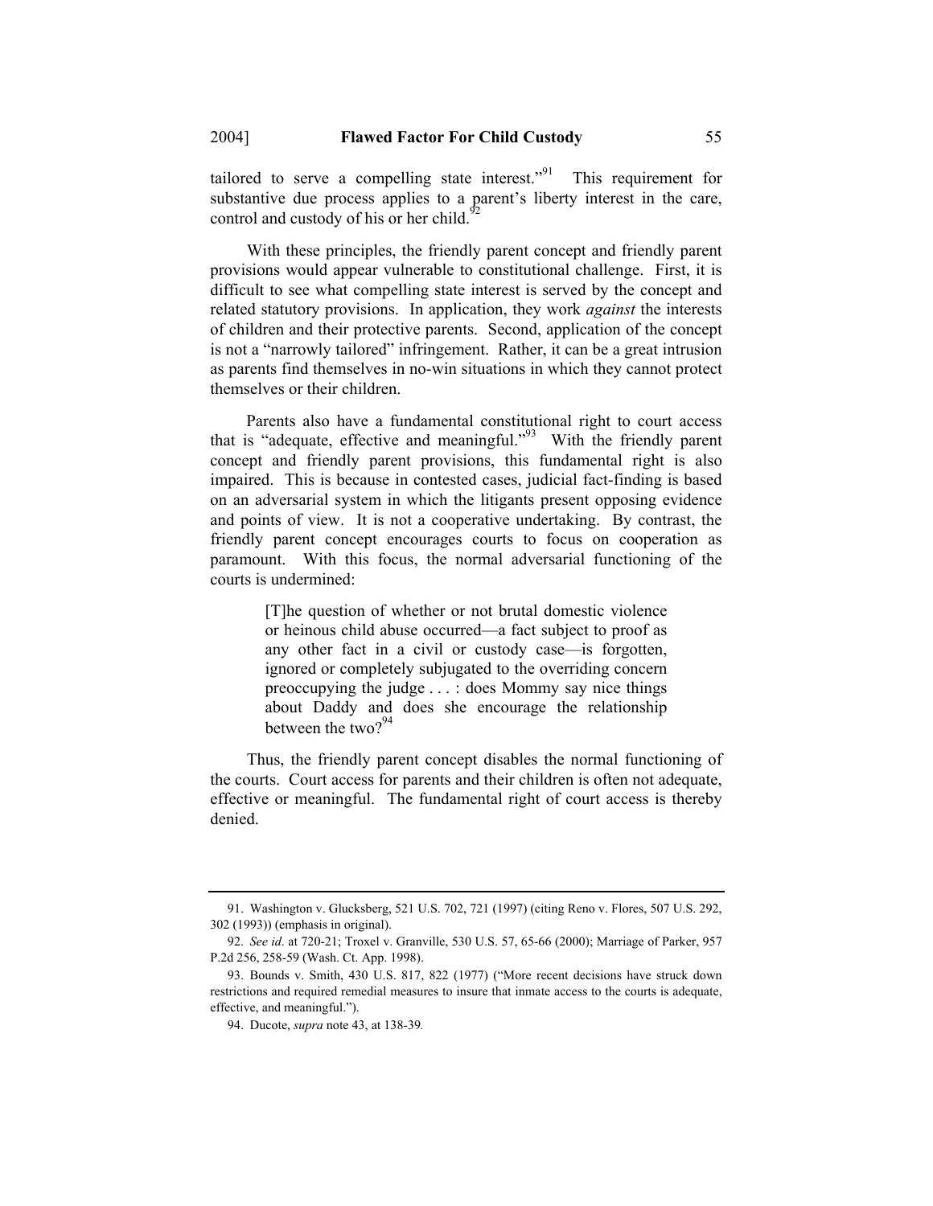tailored to serve a compelling state interest."[91] This requirement for substantive due process applies to a parent's liberty interest in the care, control and custody of his or her child.[92]

With these principles, the friendly parent concept and friendly parent provisions would appear vulnerable to constitutional challenge. First, it is difficult to see what compelling state interest is served by the concept and related statutory provisions. In application, they work *against* the interests of children and their protective parents. Second, application of the concept is not a "narrowly tailored" infringement. Rather, it can be a great intrusion as parents find themselves in no-win situations in which they cannot protect themselves or their children.

Parents also have a fundamental constitutional right to court access that is "adequate, effective and meaningful."[93] With the friendly parent concept and friendly parent provisions, this fundamental right is also impaired. This is because in contested cases, judicial fact-finding is based on an adversarial system in which the litigants present opposing evidence and points of view. It is not a cooperative undertaking. By contrast, the friendly parent concept encourages courts to focus on cooperation as paramount. With this focus, the normal adversarial functioning of the courts is undermined:

> [T]he question of whether or not brutal domestic violence or heinous child abuse occurred—a fact subject to proof as any other fact in a civil or custody case—is forgotten, ignored or completely subjugated to the overriding concern preoccupying the judge . . . : does Mommy say nice things about Daddy and does she encourage the relationship between the two?[94]

Thus, the friendly parent concept disables the normal functioning of the courts. Court access for parents and their children is often not adequate, effective or meaningful. The fundamental right of court access is thereby denied.

---

91. Washington v. Glucksberg, 521 U.S. 702, 721 (1997) (citing Reno v. Flores, 507 U.S. 292, 302 (1993)) (emphasis in original).

92. *See id*. at 720-21; Troxel v. Granville, 530 U.S. 57, 65-66 (2000); Marriage of Parker, 957 P.2d 256, 258-59 (Wash. Ct. App. 1998).

93. Bounds v. Smith, 430 U.S. 817, 822 (1977) ("More recent decisions have struck down restrictions and required remedial measures to insure that inmate access to the courts is adequate, effective, and meaningful.").

94. Ducote, *supra* note 43, at 138-39.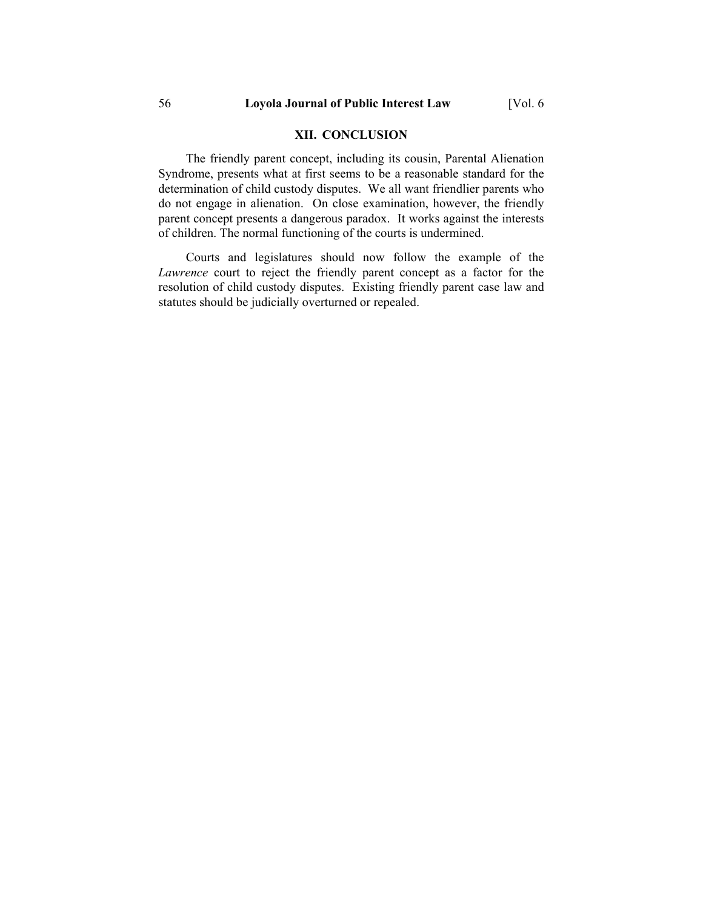## XII. CONCLUSION

The friendly parent concept, including its cousin, Parental Alienation Syndrome, presents what at first seems to be a reasonable standard for the determination of child custody disputes. We all want friendlier parents who do not engage in alienation. On close examination, however, the friendly parent concept presents a dangerous paradox. It works against the interests of children. The normal functioning of the courts is undermined.

Courts and legislatures should now follow the example of the *Lawrence* court to reject the friendly parent concept as a factor for the resolution of child custody disputes. Existing friendly parent case law and statutes should be judicially overturned or repealed.